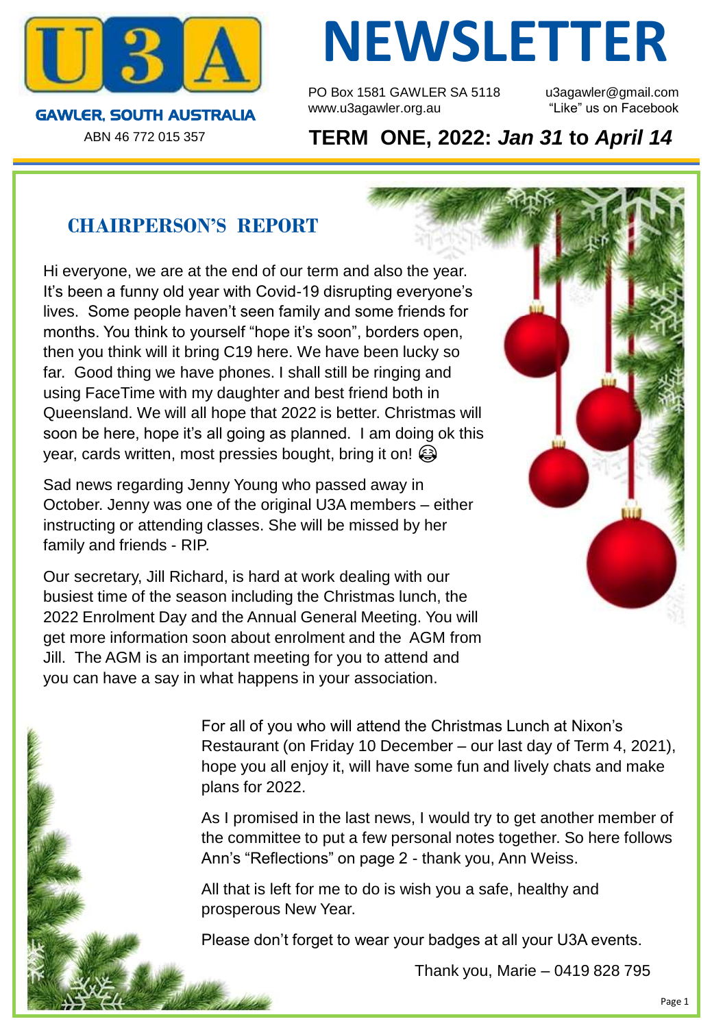**U3A**

**GAWLER, SOUTH AUSTRALIA**

ABN 46 772 015 357

# NEWSLETTER

PO Box 1581 GAWLER SA 5118
www.u3agawler.org.au

u3agawler@gmail.com
"Like" us on Facebook

**TERM ONE, 2022: *Jan 31* to *April 14***

## CHAIRPERSON'S REPORT

Hi everyone, we are at the end of our term and also the year. It's been a funny old year with Covid-19 disrupting everyone's lives. Some people haven't seen family and some friends for months. You think to yourself "hope it's soon", borders open, then you think will it bring C19 here. We have been lucky so far. Good thing we have phones. I shall still be ringing and using FaceTime with my daughter and best friend both in Queensland. We will all hope that 2022 is better. Christmas will soon be here, hope it's all going as planned. I am doing ok this year, cards written, most pressies bought, bring it on! 😂

Sad news regarding Jenny Young who passed away in October. Jenny was one of the original U3A members – either instructing or attending classes. She will be missed by her family and friends - RIP.

Our secretary, Jill Richard, is hard at work dealing with our busiest time of the season including the Christmas lunch, the 2022 Enrolment Day and the Annual General Meeting. You will get more information soon about enrolment and the AGM from Jill. The AGM is an important meeting for you to attend and you can have a say in what happens in your association.

For all of you who will attend the Christmas Lunch at Nixon's Restaurant (on Friday 10 December – our last day of Term 4, 2021), hope you all enjoy it, will have some fun and lively chats and make plans for 2022.

As I promised in the last news, I would try to get another member of the committee to put a few personal notes together. So here follows Ann's "Reflections" on page 2 - thank you, Ann Weiss.

All that is left for me to do is wish you a safe, healthy and prosperous New Year.

Please don't forget to wear your badges at all your U3A events.

Thank you, Marie – 0419 828 795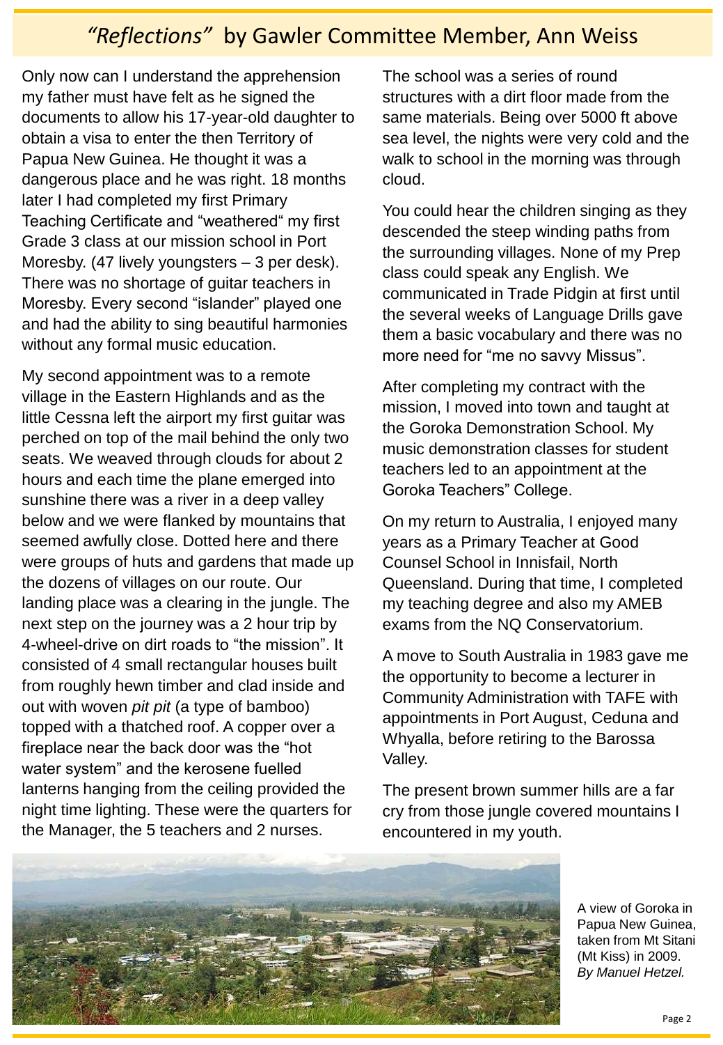# *"Reflections"* by Gawler Committee Member, Ann Weiss

Only now can I understand the apprehension my father must have felt as he signed the documents to allow his 17-year-old daughter to obtain a visa to enter the then Territory of Papua New Guinea. He thought it was a dangerous place and he was right. 18 months later I had completed my first Primary Teaching Certificate and "weathered" my first Grade 3 class at our mission school in Port Moresby. (47 lively youngsters – 3 per desk). There was no shortage of guitar teachers in Moresby. Every second "islander" played one and had the ability to sing beautiful harmonies without any formal music education.

My second appointment was to a remote village in the Eastern Highlands and as the little Cessna left the airport my first guitar was perched on top of the mail behind the only two seats. We weaved through clouds for about 2 hours and each time the plane emerged into sunshine there was a river in a deep valley below and we were flanked by mountains that seemed awfully close. Dotted here and there were groups of huts and gardens that made up the dozens of villages on our route. Our landing place was a clearing in the jungle. The next step on the journey was a 2 hour trip by 4-wheel-drive on dirt roads to "the mission". It consisted of 4 small rectangular houses built from roughly hewn timber and clad inside and out with woven *pit pit* (a type of bamboo) topped with a thatched roof. A copper over a fireplace near the back door was the "hot water system" and the kerosene fuelled lanterns hanging from the ceiling provided the night time lighting. These were the quarters for the Manager, the 5 teachers and 2 nurses.

The school was a series of round structures with a dirt floor made from the same materials. Being over 5000 ft above sea level, the nights were very cold and the walk to school in the morning was through cloud.

You could hear the children singing as they descended the steep winding paths from the surrounding villages. None of my Prep class could speak any English. We communicated in Trade Pidgin at first until the several weeks of Language Drills gave them a basic vocabulary and there was no more need for "me no savvy Missus".

After completing my contract with the mission, I moved into town and taught at the Goroka Demonstration School. My music demonstration classes for student teachers led to an appointment at the Goroka Teachers" College.

On my return to Australia, I enjoyed many years as a Primary Teacher at Good Counsel School in Innisfail, North Queensland. During that time, I completed my teaching degree and also my AMEB exams from the NQ Conservatorium.

A move to South Australia in 1983 gave me the opportunity to become a lecturer in Community Administration with TAFE with appointments in Port August, Ceduna and Whyalla, before retiring to the Barossa Valley.

The present brown summer hills are a far cry from those jungle covered mountains I encountered in my youth.

A view of Goroka in Papua New Guinea, taken from Mt Sitani (Mt Kiss) in 2009. *By Manuel Hetzel.*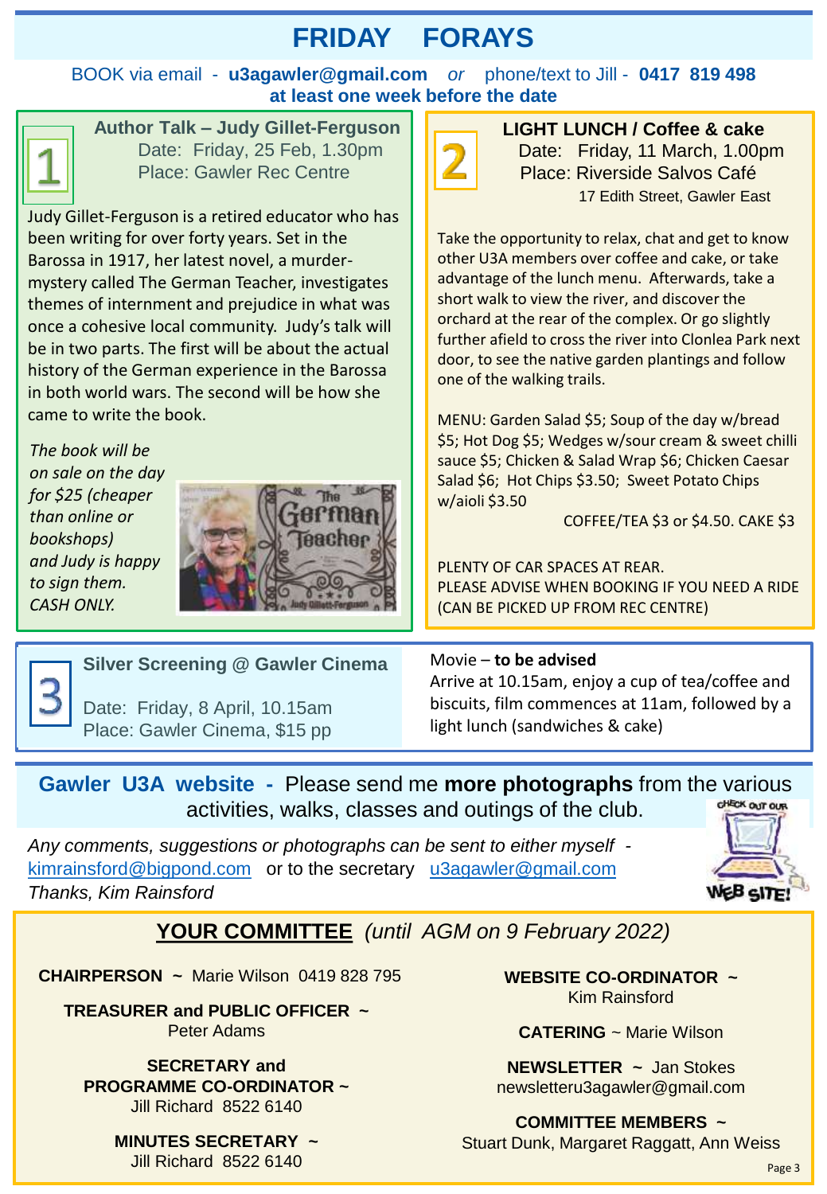# FRIDAY FORAYS

BOOK via email - **u3agawler@gmail.com** *or* phone/text to Jill - **0417 819 498**
**at least one week before the date**

## 1 Author Talk – Judy Gillet-Ferguson

Date: Friday, 25 Feb, 1.30pm
Place: Gawler Rec Centre

Judy Gillet-Ferguson is a retired educator who has been writing for over forty years. Set in the Barossa in 1917, her latest novel, a murder-mystery called The German Teacher, investigates themes of internment and prejudice in what was once a cohesive local community. Judy's talk will be in two parts. The first will be about the actual history of the German experience in the Barossa in both world wars. The second will be how she came to write the book.

*The book will be on sale on the day for $25 (cheaper than online or bookshops) and Judy is happy to sign them. CASH ONLY.*

## 2 LIGHT LUNCH / Coffee & cake

Date: Friday, 11 March, 1.00pm
Place: Riverside Salvos Café
17 Edith Street, Gawler East

Take the opportunity to relax, chat and get to know other U3A members over coffee and cake, or take advantage of the lunch menu. Afterwards, take a short walk to view the river, and discover the orchard at the rear of the complex. Or go slightly further afield to cross the river into Clonlea Park next door, to see the native garden plantings and follow one of the walking trails.

MENU: Garden Salad $5; Soup of the day w/bread $5; Hot Dog $5; Wedges w/sour cream & sweet chilli sauce $5; Chicken & Salad Wrap $6; Chicken Caesar Salad $6; Hot Chips $3.50; Sweet Potato Chips w/aioli $3.50

COFFEE/TEA $3 or $4.50. CAKE $3

PLENTY OF CAR SPACES AT REAR.
PLEASE ADVISE WHEN BOOKING IF YOU NEED A RIDE (CAN BE PICKED UP FROM REC CENTRE)

## 3 Silver Screening @ Gawler Cinema

Date: Friday, 8 April, 10.15am
Place: Gawler Cinema, $15 pp

Movie – **to be advised**
Arrive at 10.15am, enjoy a cup of tea/coffee and biscuits, film commences at 11am, followed by a light lunch (sandwiches & cake)

---

**Gawler U3A website -** Please send me **more photographs** from the various activities, walks, classes and outings of the club.

*Any comments, suggestions or photographs can be sent to either myself -* kimrainsford@bigpond.com or to the secretary u3agawler@gmail.com
*Thanks, Kim Rainsford*

## YOUR COMMITTEE *(until AGM on 9 February 2022)*

**CHAIRPERSON ~** Marie Wilson 0419 828 795

**TREASURER and PUBLIC OFFICER ~**
Peter Adams

**SECRETARY and PROGRAMME CO-ORDINATOR ~**
Jill Richard 8522 6140

**MINUTES SECRETARY ~**
Jill Richard 8522 6140

**WEBSITE CO-ORDINATOR ~**
Kim Rainsford

**CATERING** ~ Marie Wilson

**NEWSLETTER ~** Jan Stokes
newsletteru3agawler@gmail.com

**COMMITTEE MEMBERS ~**
Stuart Dunk, Margaret Raggatt, Ann Weiss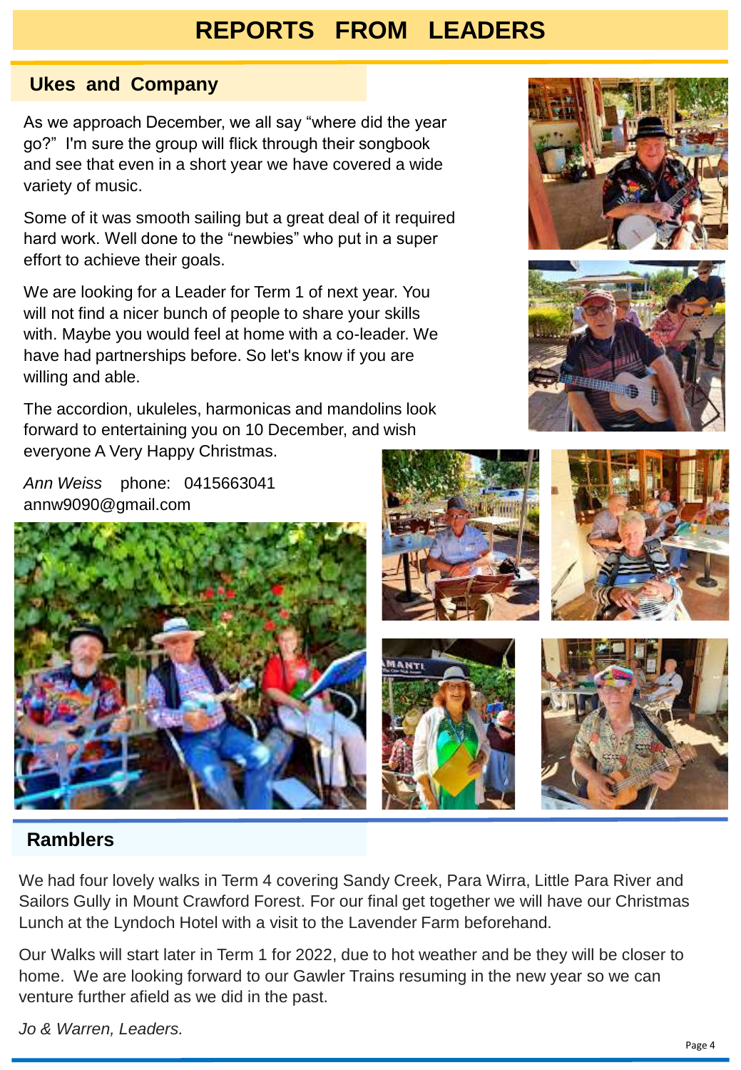# REPORTS FROM LEADERS

## Ukes and Company

As we approach December, we all say "where did the year go?" I'm sure the group will flick through their songbook and see that even in a short year we have covered a wide variety of music.

Some of it was smooth sailing but a great deal of it required hard work. Well done to the "newbies" who put in a super effort to achieve their goals.

We are looking for a Leader for Term 1 of next year. You will not find a nicer bunch of people to share your skills with. Maybe you would feel at home with a co-leader. We have had partnerships before. So let's know if you are willing and able.

The accordion, ukuleles, harmonicas and mandolins look forward to entertaining you on 10 December, and wish everyone A Very Happy Christmas.

*Ann Weiss* phone: 0415663041
annw9090@gmail.com

## Ramblers

We had four lovely walks in Term 4 covering Sandy Creek, Para Wirra, Little Para River and Sailors Gully in Mount Crawford Forest. For our final get together we will have our Christmas Lunch at the Lyndoch Hotel with a visit to the Lavender Farm beforehand.

Our Walks will start later in Term 1 for 2022, due to hot weather and be they will be closer to home. We are looking forward to our Gawler Trains resuming in the new year so we can venture further afield as we did in the past.

*Jo & Warren, Leaders.*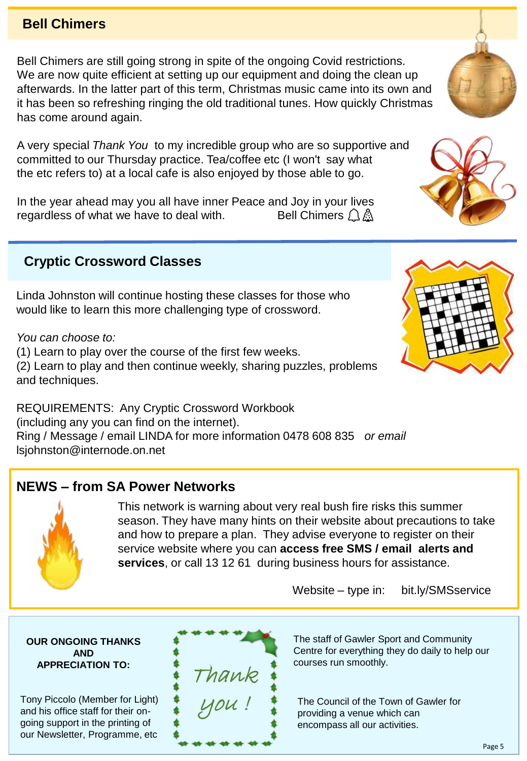## Bell Chimers

Bell Chimers are still going strong in spite of the ongoing Covid restrictions. We are now quite efficient at setting up our equipment and doing the clean up afterwards. In the latter part of this term, Christmas music came into its own and it has been so refreshing ringing the old traditional tunes. How quickly Christmas has come around again.

A very special *Thank You* to my incredible group who are so supportive and committed to our Thursday practice. Tea/coffee etc (I won't say what the etc refers to) at a local cafe is also enjoyed by those able to go.

In the year ahead may you all have inner Peace and Joy in your lives regardless of what we have to deal with. Bell Chimers 🔔🎄

## Cryptic Crossword Classes

Linda Johnston will continue hosting these classes for those who would like to learn this more challenging type of crossword.

*You can choose to:*

(1) Learn to play over the course of the first few weeks.
(2) Learn to play and then continue weekly, sharing puzzles, problems and techniques.

REQUIREMENTS: Any Cryptic Crossword Workbook (including any you can find on the internet).
Ring / Message / email LINDA for more information 0478 608 835 *or email* lsjohnston@internode.on.net

## NEWS – from SA Power Networks

This network is warning about very real bush fire risks this summer season. They have many hints on their website about precautions to take and how to prepare a plan. They advise everyone to register on their service website where you can **access free SMS / email alerts and services**, or call 13 12 61 during business hours for assistance.

Website – type in: bit.ly/SMSservice

**OUR ONGOING THANKS AND APPRECIATION TO:**

Thank you !

Tony Piccolo (Member for Light) and his office staff for their on-going support in the printing of our Newsletter, Programme, etc

The staff of Gawler Sport and Community Centre for everything they do daily to help our courses run smoothly.

The Council of the Town of Gawler for providing a venue which can encompass all our activities.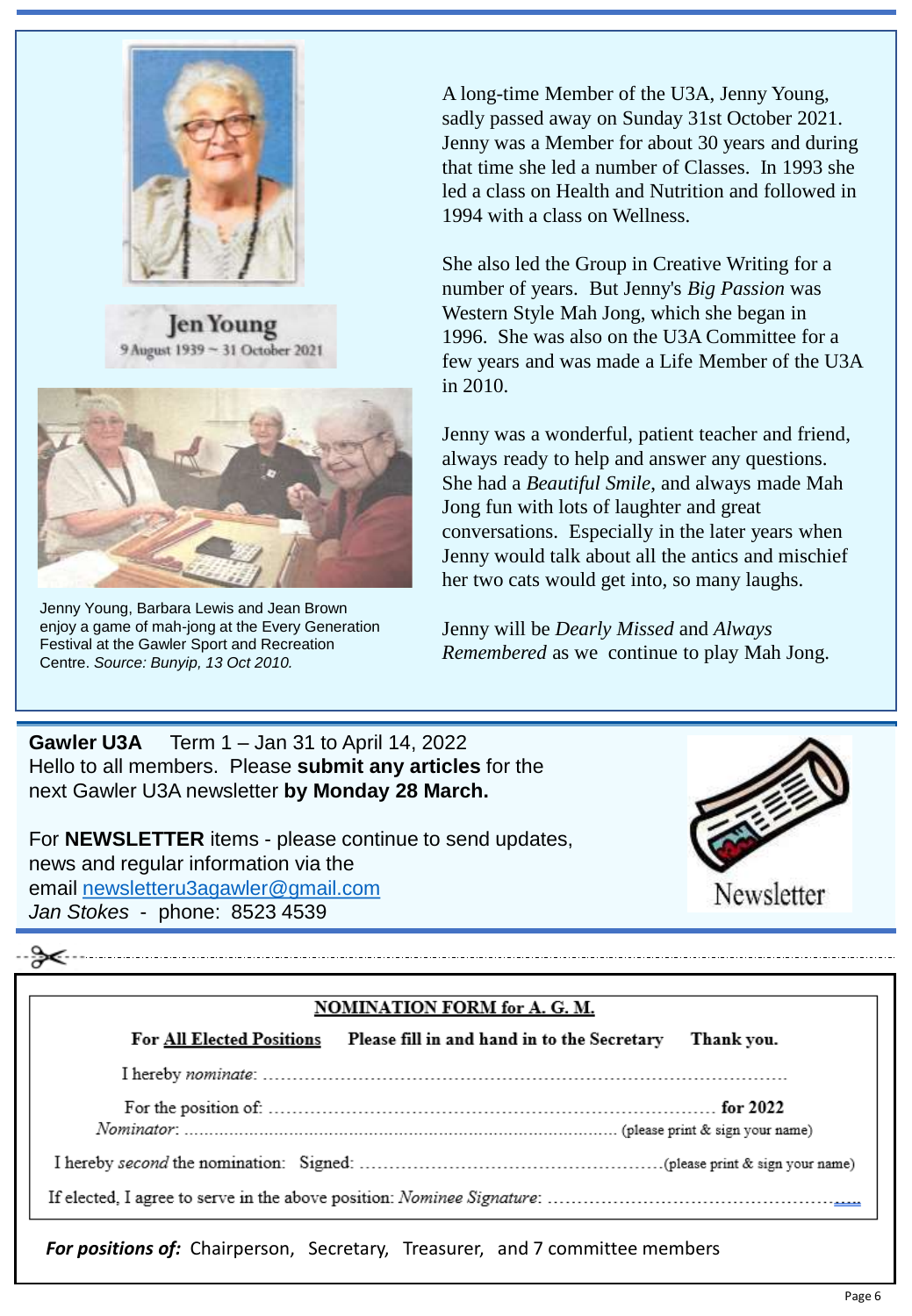**Jen Young**
9 August 1939 ~ 31 October 2021

Jenny Young, Barbara Lewis and Jean Brown enjoy a game of mah-jong at the Every Generation Festival at the Gawler Sport and Recreation Centre. *Source: Bunyip, 13 Oct 2010.*

A long-time Member of the U3A, Jenny Young, sadly passed away on Sunday 31st October 2021. Jenny was a Member for about 30 years and during that time she led a number of Classes. In 1993 she led a class on Health and Nutrition and followed in 1994 with a class on Wellness.

She also led the Group in Creative Writing for a number of years. But Jenny's *Big Passion* was Western Style Mah Jong, which she began in 1996. She was also on the U3A Committee for a few years and was made a Life Member of the U3A in 2010.

Jenny was a wonderful, patient teacher and friend, always ready to help and answer any questions. She had a *Beautiful Smile*, and always made Mah Jong fun with lots of laughter and great conversations. Especially in the later years when Jenny would talk about all the antics and mischief her two cats would get into, so many laughs.

Jenny will be *Dearly Missed* and *Always Remembered* as we continue to play Mah Jong.

---

**Gawler U3A** Term 1 – Jan 31 to April 14, 2022
Hello to all members. Please **submit any articles** for the next Gawler U3A newsletter **by Monday 28 March.**

For **NEWSLETTER** items - please continue to send updates, news and regular information via the email newsletteru3agawler@gmail.com
*Jan Stokes* - phone: 8523 4539

Newsletter

---

**NOMINATION FORM for A. G. M.**

**For All Elected Positions** **Please fill in and hand in to the Secretary** **Thank you.**

I hereby *nominate*: ..............................................................................................

For the position of: ........................................................................... **for 2022**
*Nominator*: .............................................................................................. (please print & sign your name)

I hereby *second* the nomination: Signed: ..................................................(please print & sign your name)

If elected, I agree to serve in the above position: *Nominee Signature*: ..................................................

***For positions of:*** Chairperson, Secretary, Treasurer, and 7 committee members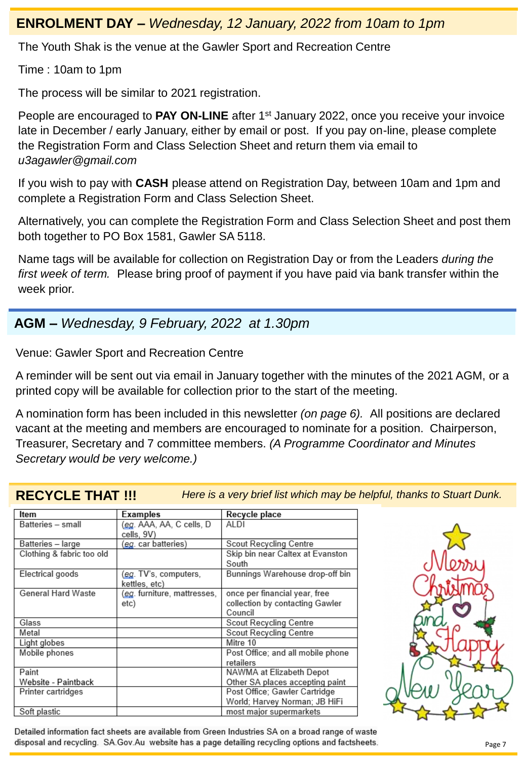## ENROLMENT DAY – *Wednesday, 12 January, 2022 from 10am to 1pm*

The Youth Shak is the venue at the Gawler Sport and Recreation Centre

Time : 10am to 1pm

The process will be similar to 2021 registration.

People are encouraged to **PAY ON-LINE** after 1st January 2022, once you receive your invoice late in December / early January, either by email or post. If you pay on-line, please complete the Registration Form and Class Selection Sheet and return them via email to *u3agawler@gmail.com*

If you wish to pay with **CASH** please attend on Registration Day, between 10am and 1pm and complete a Registration Form and Class Selection Sheet.

Alternatively, you can complete the Registration Form and Class Selection Sheet and post them both together to PO Box 1581, Gawler SA 5118.

Name tags will be available for collection on Registration Day or from the Leaders *during the first week of term.* Please bring proof of payment if you have paid via bank transfer within the week prior.

## AGM – *Wednesday, 9 February, 2022 at 1.30pm*

Venue: Gawler Sport and Recreation Centre

A reminder will be sent out via email in January together with the minutes of the 2021 AGM, or a printed copy will be available for collection prior to the start of the meeting.

A nomination form has been included in this newsletter *(on page 6).* All positions are declared vacant at the meeting and members are encouraged to nominate for a position. Chairperson, Treasurer, Secretary and 7 committee members. *(A Programme Coordinator and Minutes Secretary would be very welcome.)*

## RECYCLE THAT !!!

*Here is a very brief list which may be helpful, thanks to Stuart Dunk.*

| Item | Examples | Recycle place |
|---|---|---|
| Batteries – small | (eg. AAA, AA, C cells, D cells, 9V) | ALDI |
| Batteries – large | (eg. car batteries) | Scout Recycling Centre |
| Clothing & fabric too old | | Skip bin near Caltex at Evanston South |
| Electrical goods | (eg. TV's, computers, kettles, etc) | Bunnings Warehouse drop-off bin |
| General Hard Waste | (eg. furniture, mattresses, etc) | once per financial year, free collection by contacting Gawler Council |
| Glass | | Scout Recycling Centre |
| Metal | | Scout Recycling Centre |
| Light globes | | Mitre 10 |
| Mobile phones | | Post Office; and all mobile phone retailers |
| Paint<br>Website - Paintback | | NAWMA at Elizabeth Depot<br>Other SA places accepting paint |
| Printer cartridges | | Post Office; Gawler Cartridge World; Harvey Norman; JB HiFi |
| Soft plastic | | most major supermarkets |

Merry Christmas and Happy New Year

Detailed information fact sheets are available from Green Industries SA on a broad range of waste disposal and recycling. SA.Gov.Au website has a page detailing recycling options and factsheets.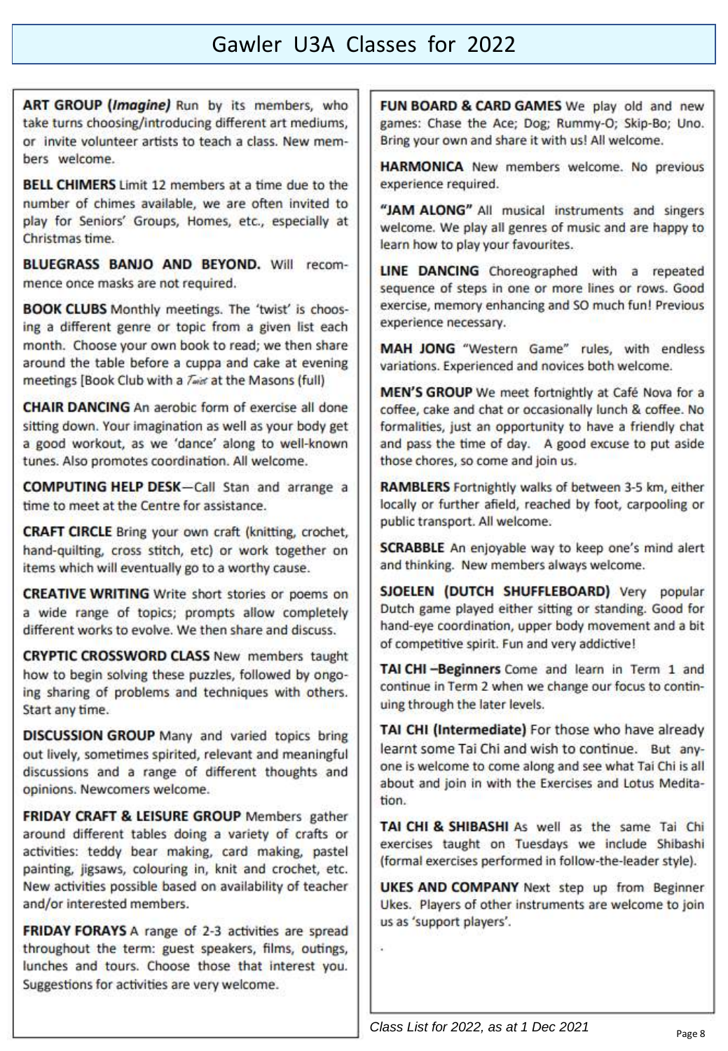# Gawler U3A Classes for 2022

**ART GROUP (*Imagine*)** Run by its members, who take turns choosing/introducing different art mediums, or invite volunteer artists to teach a class. New members welcome.

**BELL CHIMERS** Limit 12 members at a time due to the number of chimes available, we are often invited to play for Seniors' Groups, Homes, etc., especially at Christmas time.

**BLUEGRASS BANJO AND BEYOND.** Will recommence once masks are not required.

**BOOK CLUBS** Monthly meetings. The 'twist' is choosing a different genre or topic from a given list each month. Choose your own book to read; we then share around the table before a cuppa and cake at evening meetings [Book Club with a *Twist* at the Masons (full)

**CHAIR DANCING** An aerobic form of exercise all done sitting down. Your imagination as well as your body get a good workout, as we 'dance' along to well-known tunes. Also promotes coordination. All welcome.

**COMPUTING HELP DESK**—Call Stan and arrange a time to meet at the Centre for assistance.

**CRAFT CIRCLE** Bring your own craft (knitting, crochet, hand-quilting, cross stitch, etc) or work together on items which will eventually go to a worthy cause.

**CREATIVE WRITING** Write short stories or poems on a wide range of topics; prompts allow completely different works to evolve. We then share and discuss.

**CRYPTIC CROSSWORD CLASS** New members taught how to begin solving these puzzles, followed by ongoing sharing of problems and techniques with others. Start any time.

**DISCUSSION GROUP** Many and varied topics bring out lively, sometimes spirited, relevant and meaningful discussions and a range of different thoughts and opinions. Newcomers welcome.

**FRIDAY CRAFT & LEISURE GROUP** Members gather around different tables doing a variety of crafts or activities: teddy bear making, card making, pastel painting, jigsaws, colouring in, knit and crochet, etc. New activities possible based on availability of teacher and/or interested members.

**FRIDAY FORAYS** A range of 2-3 activities are spread throughout the term: guest speakers, films, outings, lunches and tours. Choose those that interest you. Suggestions for activities are very welcome.

**FUN BOARD & CARD GAMES** We play old and new games: Chase the Ace; Dog; Rummy-O; Skip-Bo; Uno. Bring your own and share it with us! All welcome.

**HARMONICA** New members welcome. No previous experience required.

**"JAM ALONG"** All musical instruments and singers welcome. We play all genres of music and are happy to learn how to play your favourites.

**LINE DANCING** Choreographed with a repeated sequence of steps in one or more lines or rows. Good exercise, memory enhancing and SO much fun! Previous experience necessary.

**MAH JONG** "Western Game" rules, with endless variations. Experienced and novices both welcome.

**MEN'S GROUP** We meet fortnightly at Café Nova for a coffee, cake and chat or occasionally lunch & coffee. No formalities, just an opportunity to have a friendly chat and pass the time of day. A good excuse to put aside those chores, so come and join us.

**RAMBLERS** Fortnightly walks of between 3-5 km, either locally or further afield, reached by foot, carpooling or public transport. All welcome.

**SCRABBLE** An enjoyable way to keep one's mind alert and thinking. New members always welcome.

**SJOELEN (DUTCH SHUFFLEBOARD)** Very popular Dutch game played either sitting or standing. Good for hand-eye coordination, upper body movement and a bit of competitive spirit. Fun and very addictive!

**TAI CHI –Beginners** Come and learn in Term 1 and continue in Term 2 when we change our focus to continuing through the later levels.

**TAI CHI (Intermediate)** For those who have already learnt some Tai Chi and wish to continue. But anyone is welcome to come along and see what Tai Chi is all about and join in with the Exercises and Lotus Meditation.

**TAI CHI & SHIBASHI** As well as the same Tai Chi exercises taught on Tuesdays we include Shibashi (formal exercises performed in follow-the-leader style).

**UKES AND COMPANY** Next step up from Beginner Ukes. Players of other instruments are welcome to join us as 'support players'.

*Class List for 2022, as at 1 Dec 2021*